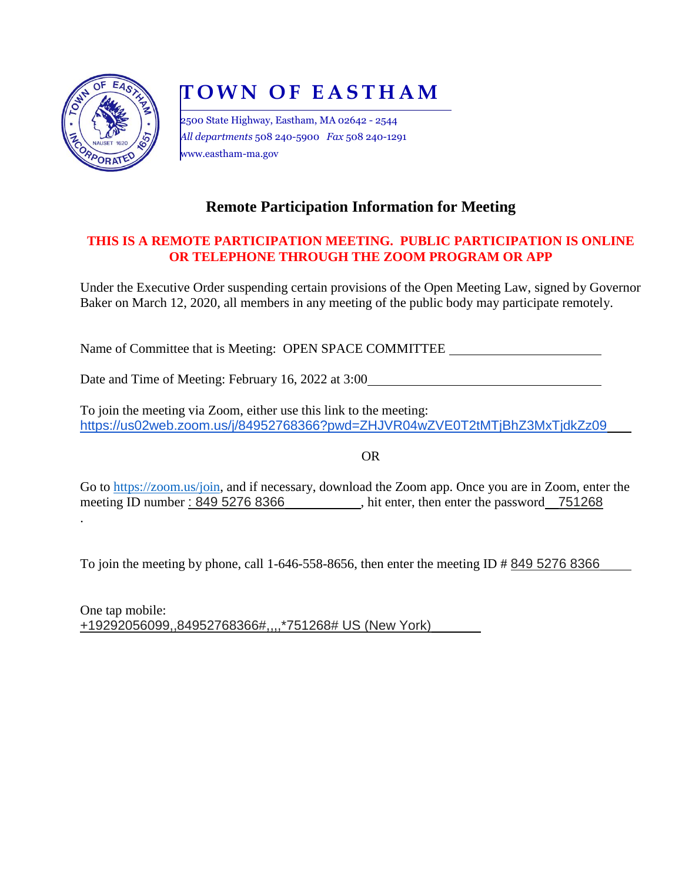# TOWN OF EASTHAM

2500 State Highway, Eastham, MA 02642 - 2544
*All departments* 508 240-5900 *Fax* 508 240-1291
www.eastham-ma.gov

## Remote Participation Information for Meeting

**THIS IS A REMOTE PARTICIPATION MEETING. PUBLIC PARTICIPATION IS ONLINE OR TELEPHONE THROUGH THE ZOOM PROGRAM OR APP**

Under the Executive Order suspending certain provisions of the Open Meeting Law, signed by Governor Baker on March 12, 2020, all members in any meeting of the public body may participate remotely.

Name of Committee that is Meeting: OPEN SPACE COMMITTEE

Date and Time of Meeting: February 16, 2022 at 3:00

To join the meeting via Zoom, either use this link to the meeting:
https://us02web.zoom.us/j/84952768366?pwd=ZHJVR04wZVE0T2tMTjBhZ3MxTjdkZz09

OR

Go to https://zoom.us/join, and if necessary, download the Zoom app. Once you are in Zoom, enter the meeting ID number : 849 5276 8366, hit enter, then enter the password 751268
.

To join the meeting by phone, call 1-646-558-8656, then enter the meeting ID # 849 5276 8366

One tap mobile:
+19292056099,,84952768366#,,,,*751268# US (New York)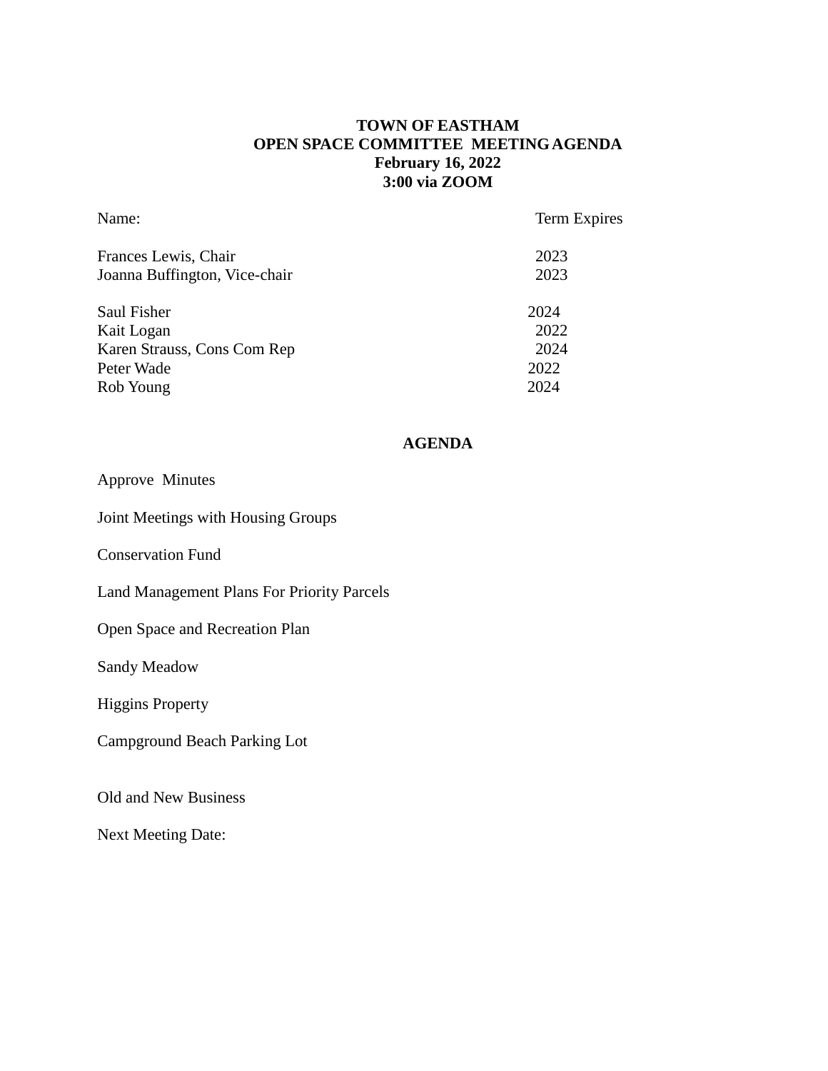**TOWN OF EASTHAM**
**OPEN SPACE COMMITTEE MEETING AGENDA**
**February 16, 2022**
**3:00 via ZOOM**

| Name: | Term Expires |
| --- | --- |
| Frances Lewis, Chair | 2023 |
| Joanna Buffington, Vice-chair | 2023 |
| Saul Fisher | 2024 |
| Kait Logan | 2022 |
| Karen Strauss, Cons Com Rep | 2024 |
| Peter Wade | 2022 |
| Rob Young | 2024 |

## AGENDA

Approve Minutes

Joint Meetings with Housing Groups

Conservation Fund

Land Management Plans For Priority Parcels

Open Space and Recreation Plan

Sandy Meadow

Higgins Property

Campground Beach Parking Lot

Old and New Business

Next Meeting Date: